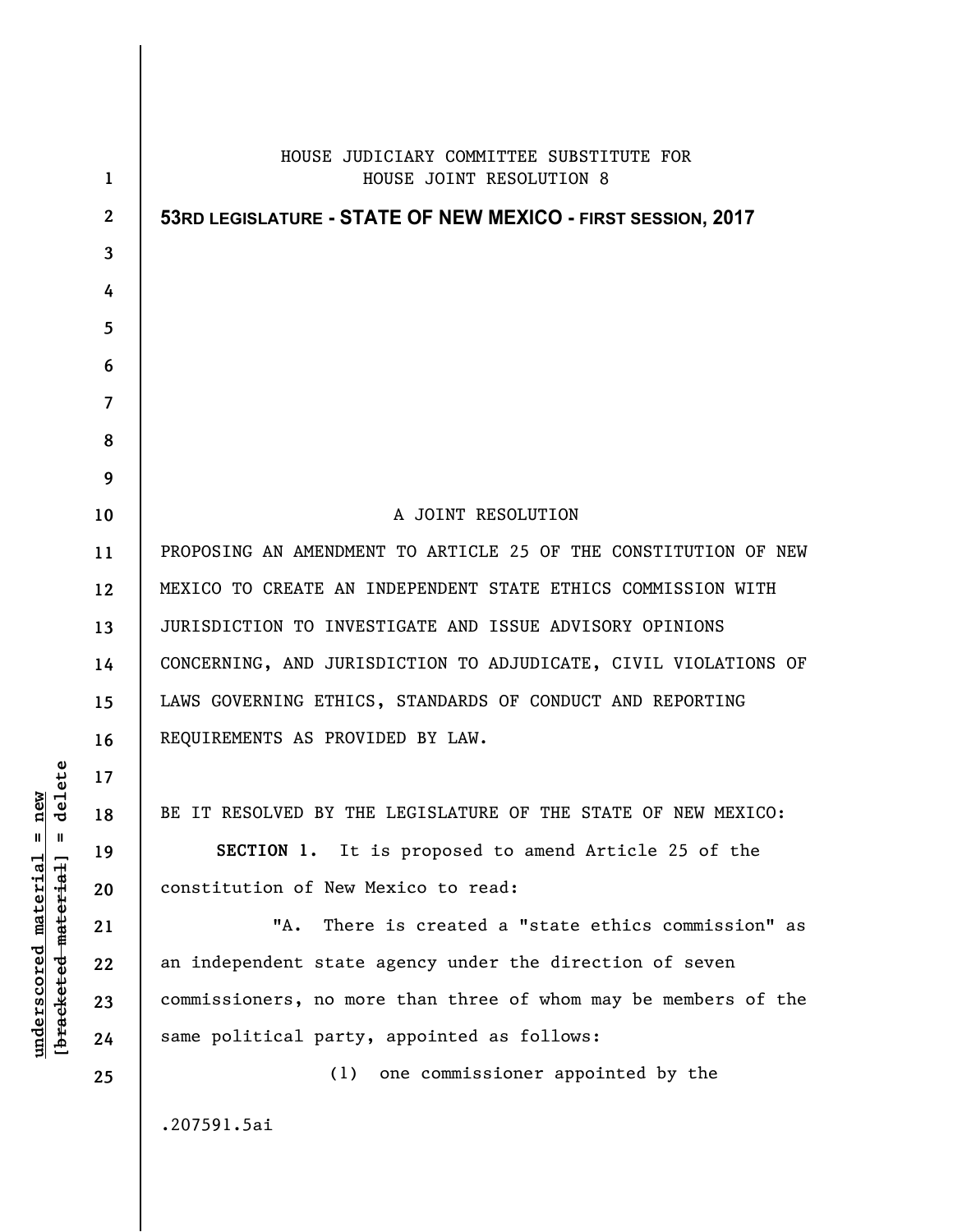HOUSE JUDICIARY COMMITTEE SUBSTITUTE FOR
HOUSE JOINT RESOLUTION 8

**53RD LEGISLATURE - STATE OF NEW MEXICO - FIRST SESSION, 2017**

A JOINT RESOLUTION

PROPOSING AN AMENDMENT TO ARTICLE 25 OF THE CONSTITUTION OF NEW MEXICO TO CREATE AN INDEPENDENT STATE ETHICS COMMISSION WITH JURISDICTION TO INVESTIGATE AND ISSUE ADVISORY OPINIONS CONCERNING, AND JURISDICTION TO ADJUDICATE, CIVIL VIOLATIONS OF LAWS GOVERNING ETHICS, STANDARDS OF CONDUCT AND REPORTING REQUIREMENTS AS PROVIDED BY LAW.

BE IT RESOLVED BY THE LEGISLATURE OF THE STATE OF NEW MEXICO:

**SECTION 1.** It is proposed to amend Article 25 of the constitution of New Mexico to read:

"A. There is created a "state ethics commission" as an independent state agency under the direction of seven commissioners, no more than three of whom may be members of the same political party, appointed as follows:

(1) one commissioner appointed by the

.207591.5ai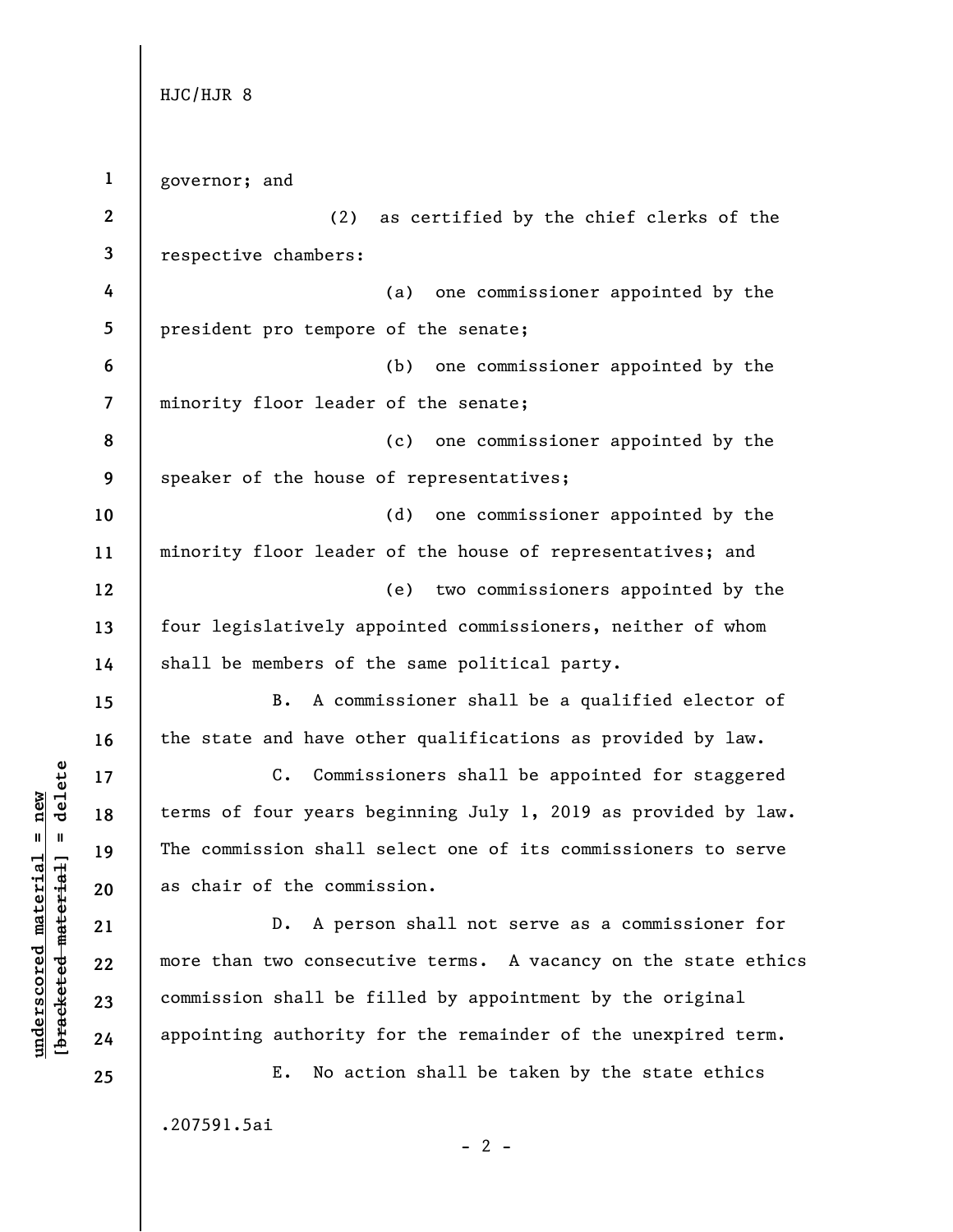governor; and

(2) as certified by the chief clerks of the respective chambers:

(a) one commissioner appointed by the president pro tempore of the senate;

(b) one commissioner appointed by the minority floor leader of the senate;

(c) one commissioner appointed by the speaker of the house of representatives;

(d) one commissioner appointed by the minority floor leader of the house of representatives; and

(e) two commissioners appointed by the four legislatively appointed commissioners, neither of whom shall be members of the same political party.

B. A commissioner shall be a qualified elector of the state and have other qualifications as provided by law.

C. Commissioners shall be appointed for staggered terms of four years beginning July 1, 2019 as provided by law. The commission shall select one of its commissioners to serve as chair of the commission.

D. A person shall not serve as a commissioner for more than two consecutive terms. A vacancy on the state ethics commission shall be filled by appointment by the original appointing authority for the remainder of the unexpired term.

E. No action shall be taken by the state ethics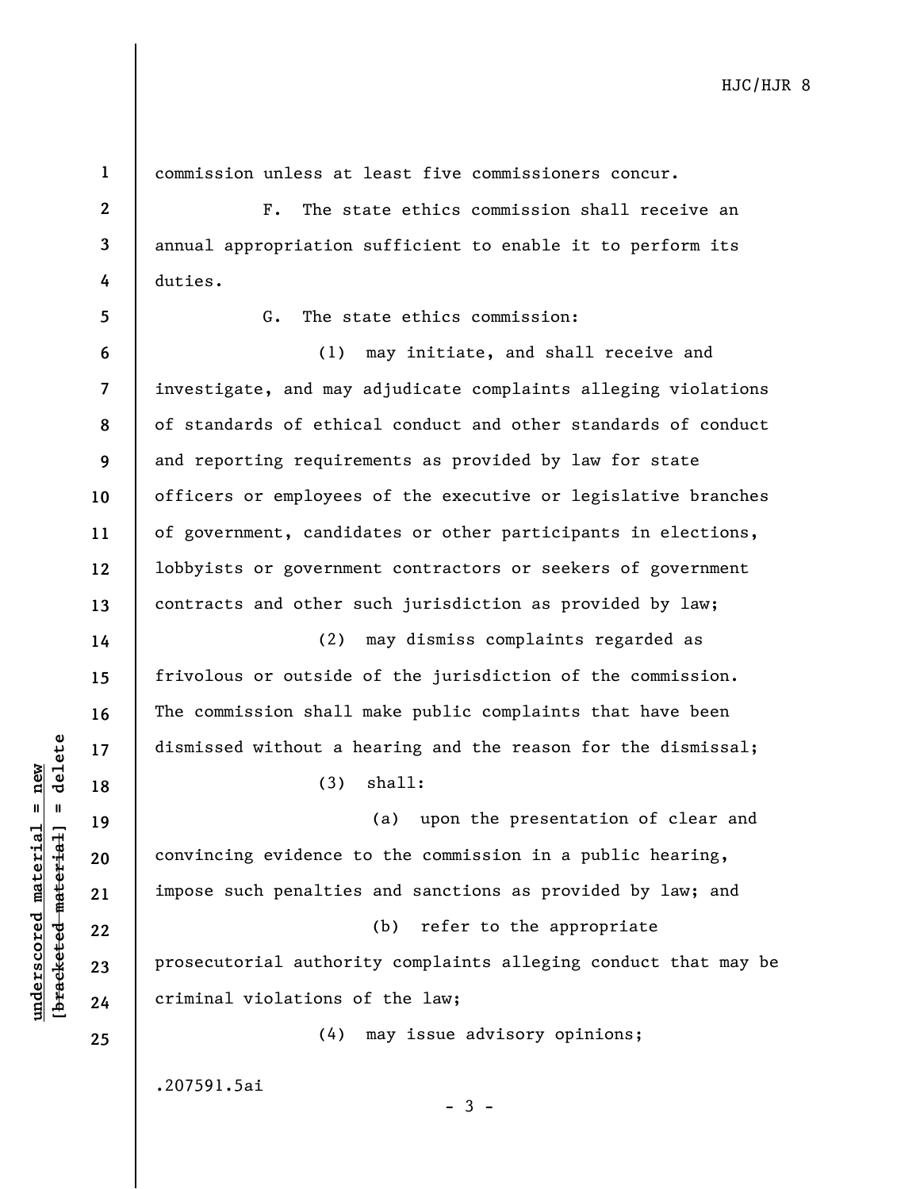commission unless at least five commissioners concur.

F. The state ethics commission shall receive an annual appropriation sufficient to enable it to perform its duties.

G. The state ethics commission:

(1) may initiate, and shall receive and investigate, and may adjudicate complaints alleging violations of standards of ethical conduct and other standards of conduct and reporting requirements as provided by law for state officers or employees of the executive or legislative branches of government, candidates or other participants in elections, lobbyists or government contractors or seekers of government contracts and other such jurisdiction as provided by law;

(2) may dismiss complaints regarded as frivolous or outside of the jurisdiction of the commission. The commission shall make public complaints that have been dismissed without a hearing and the reason for the dismissal;

(3) shall:

(a) upon the presentation of clear and convincing evidence to the commission in a public hearing, impose such penalties and sanctions as provided by law; and

(b) refer to the appropriate prosecutorial authority complaints alleging conduct that may be criminal violations of the law;

(4) may issue advisory opinions;

.207591.5ai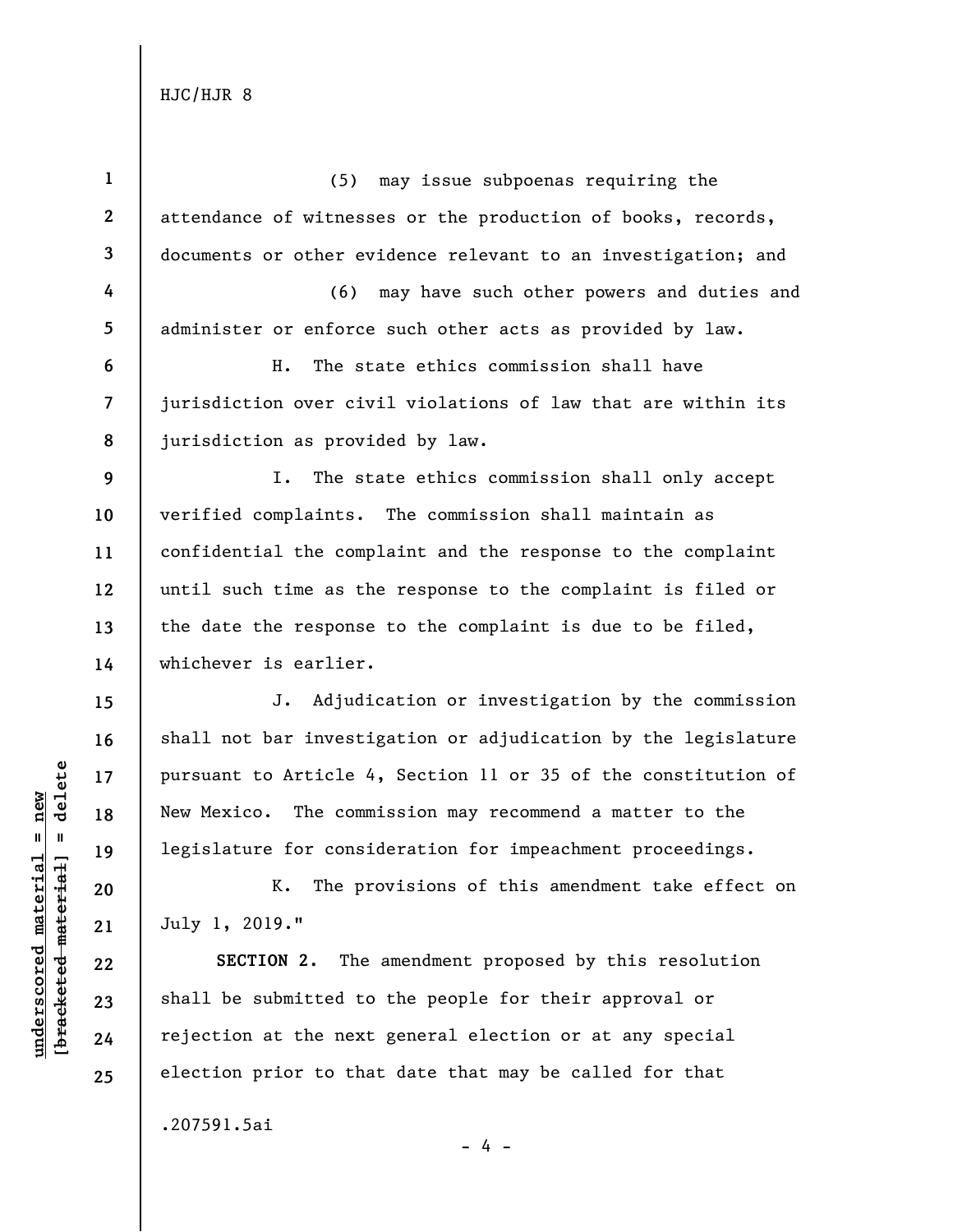(5) may issue subpoenas requiring the attendance of witnesses or the production of books, records, documents or other evidence relevant to an investigation; and

(6) may have such other powers and duties and administer or enforce such other acts as provided by law.

H. The state ethics commission shall have jurisdiction over civil violations of law that are within its jurisdiction as provided by law.

I. The state ethics commission shall only accept verified complaints. The commission shall maintain as confidential the complaint and the response to the complaint until such time as the response to the complaint is filed or the date the response to the complaint is due to be filed, whichever is earlier.

J. Adjudication or investigation by the commission shall not bar investigation or adjudication by the legislature pursuant to Article 4, Section 11 or 35 of the constitution of New Mexico. The commission may recommend a matter to the legislature for consideration for impeachment proceedings.

K. The provisions of this amendment take effect on July 1, 2019."

**SECTION 2.** The amendment proposed by this resolution shall be submitted to the people for their approval or rejection at the next general election or at any special election prior to that date that may be called for that

.207591.5ai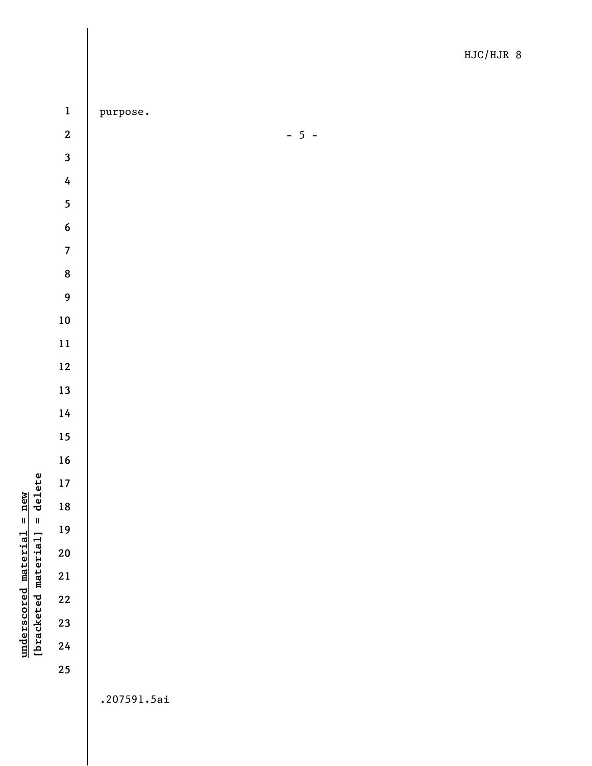purpose.